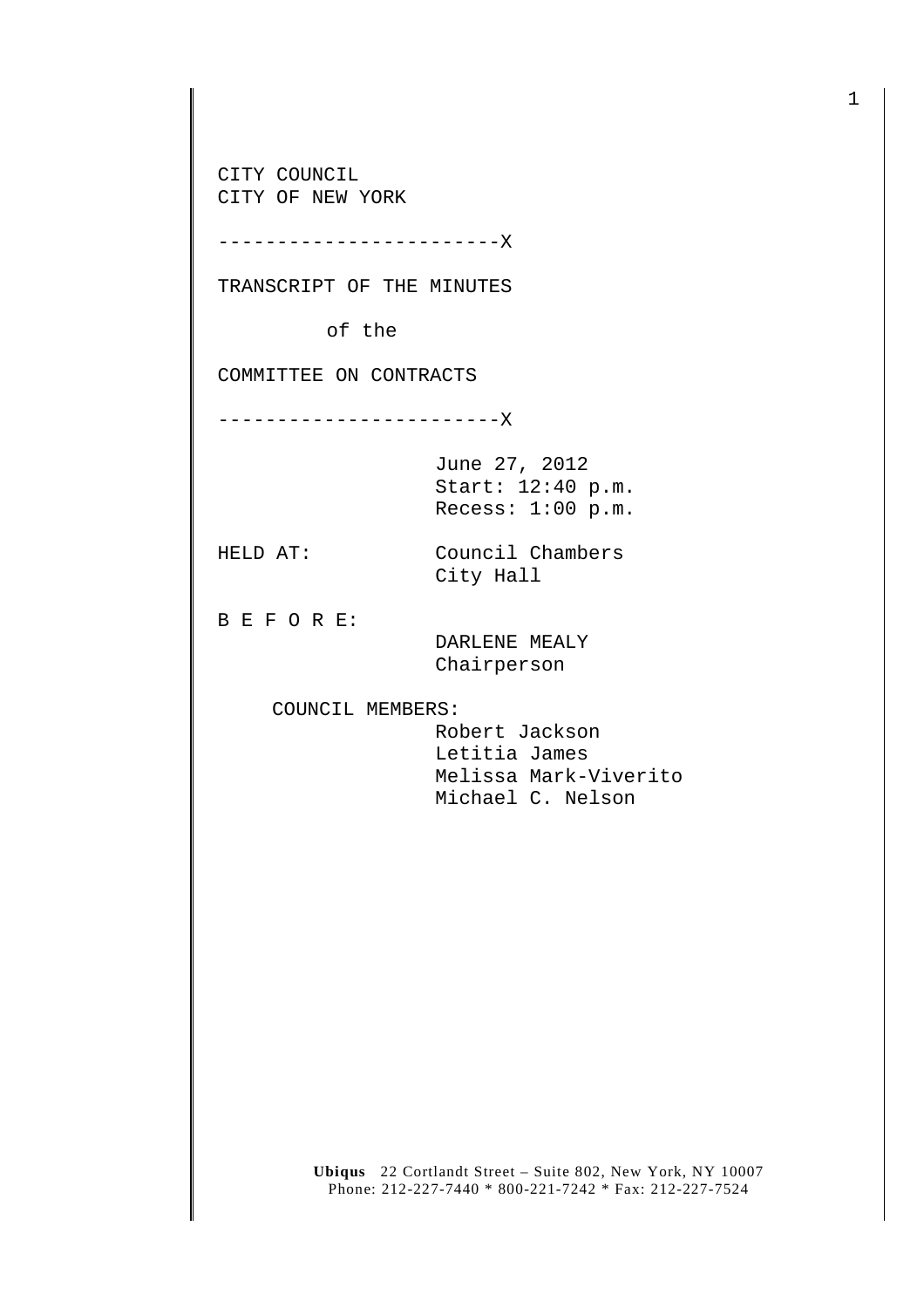CITY COUNCIL
CITY OF NEW YORK

------------------------X

TRANSCRIPT OF THE MINUTES

of the

COMMITTEE ON CONTRACTS

------------------------X

June 27, 2012
Start: 12:40 p.m.
Recess: 1:00 p.m.

HELD AT: Council Chambers
City Hall

B E F O R E:

DARLENE MEALY
Chairperson

COUNCIL MEMBERS:

Robert Jackson
Letitia James
Melissa Mark-Viverito
Michael C. Nelson

**Ubiqus** 22 Cortlandt Street – Suite 802, New York, NY 10007
Phone: 212-227-7440 * 800-221-7242 * Fax: 212-227-7524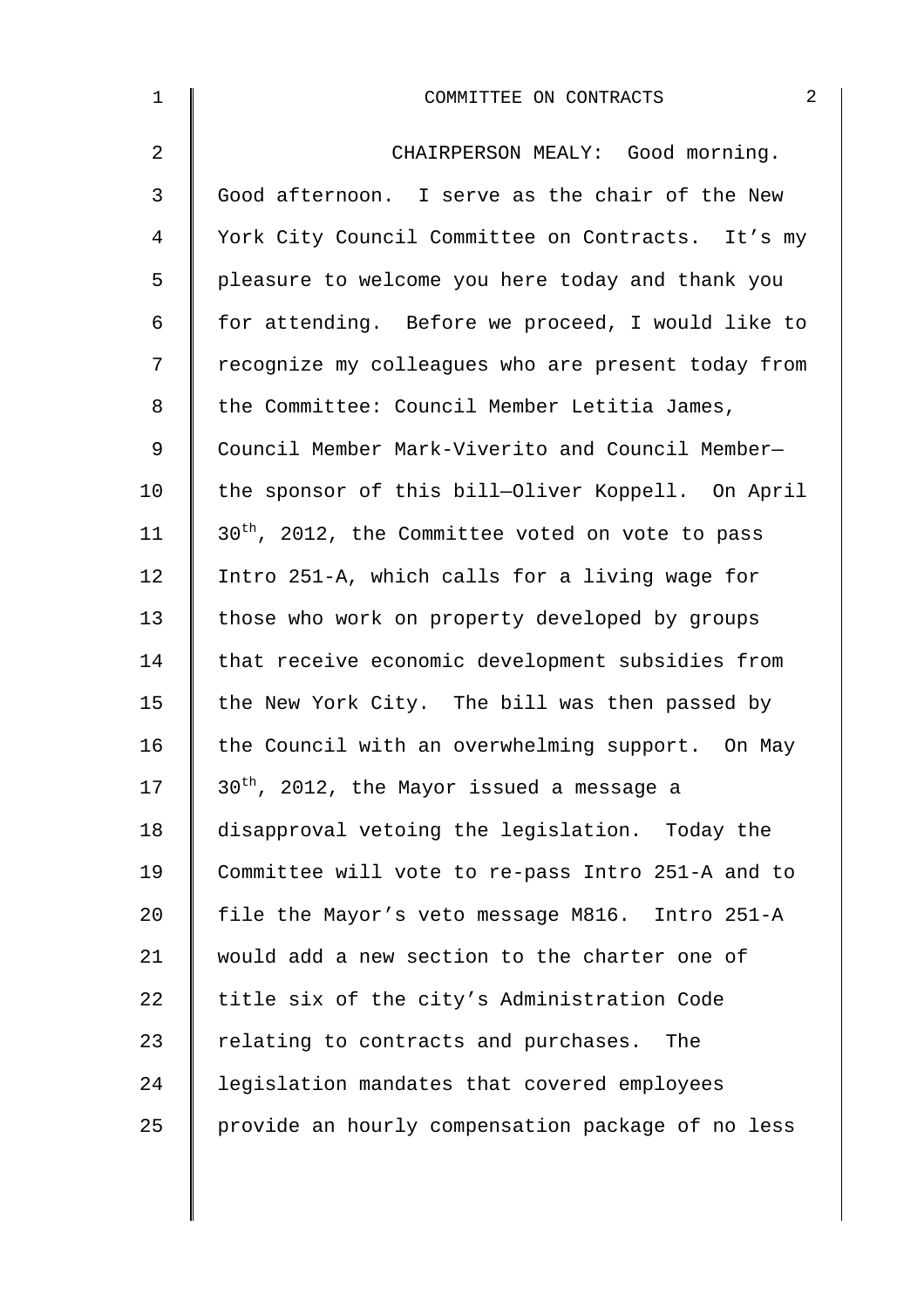CHAIRPERSON MEALY: Good morning. Good afternoon. I serve as the chair of the New York City Council Committee on Contracts. It's my pleasure to welcome you here today and thank you for attending. Before we proceed, I would like to recognize my colleagues who are present today from the Committee: Council Member Letitia James, Council Member Mark-Viverito and Council Member—the sponsor of this bill—Oliver Koppell. On April 30th, 2012, the Committee voted on vote to pass Intro 251-A, which calls for a living wage for those who work on property developed by groups that receive economic development subsidies from the New York City. The bill was then passed by the Council with an overwhelming support. On May 30th, 2012, the Mayor issued a message a disapproval vetoing the legislation. Today the Committee will vote to re-pass Intro 251-A and to file the Mayor's veto message M816. Intro 251-A would add a new section to the charter one of title six of the city's Administration Code relating to contracts and purchases. The legislation mandates that covered employees provide an hourly compensation package of no less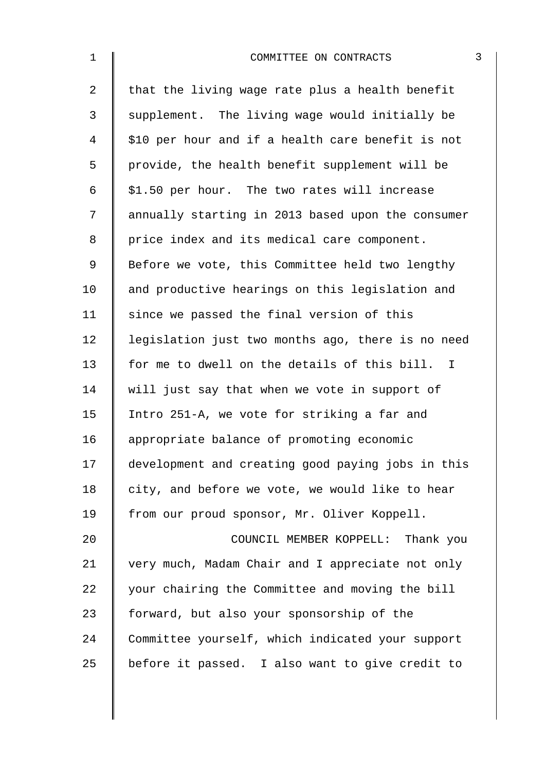that the living wage rate plus a health benefit supplement. The living wage would initially be $10 per hour and if a health care benefit is not provide, the health benefit supplement will be $1.50 per hour. The two rates will increase annually starting in 2013 based upon the consumer price index and its medical care component. Before we vote, this Committee held two lengthy and productive hearings on this legislation and since we passed the final version of this legislation just two months ago, there is no need for me to dwell on the details of this bill. I will just say that when we vote in support of Intro 251-A, we vote for striking a far and appropriate balance of promoting economic development and creating good paying jobs in this city, and before we vote, we would like to hear from our proud sponsor, Mr. Oliver Koppell.

COUNCIL MEMBER KOPPELL: Thank you very much, Madam Chair and I appreciate not only your chairing the Committee and moving the bill forward, but also your sponsorship of the Committee yourself, which indicated your support before it passed. I also want to give credit to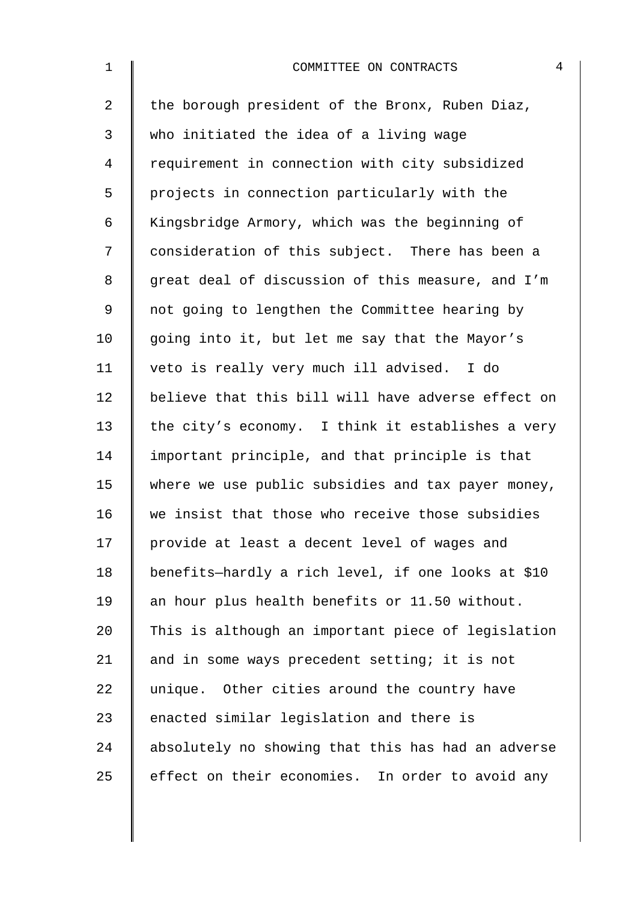the borough president of the Bronx, Ruben Diaz, who initiated the idea of a living wage requirement in connection with city subsidized projects in connection particularly with the Kingsbridge Armory, which was the beginning of consideration of this subject. There has been a great deal of discussion of this measure, and I'm not going to lengthen the Committee hearing by going into it, but let me say that the Mayor's veto is really very much ill advised. I do believe that this bill will have adverse effect on the city's economy. I think it establishes a very important principle, and that principle is that where we use public subsidies and tax payer money, we insist that those who receive those subsidies provide at least a decent level of wages and benefits—hardly a rich level, if one looks at $10 an hour plus health benefits or 11.50 without. This is although an important piece of legislation and in some ways precedent setting; it is not unique. Other cities around the country have enacted similar legislation and there is absolutely no showing that this has had an adverse effect on their economies. In order to avoid any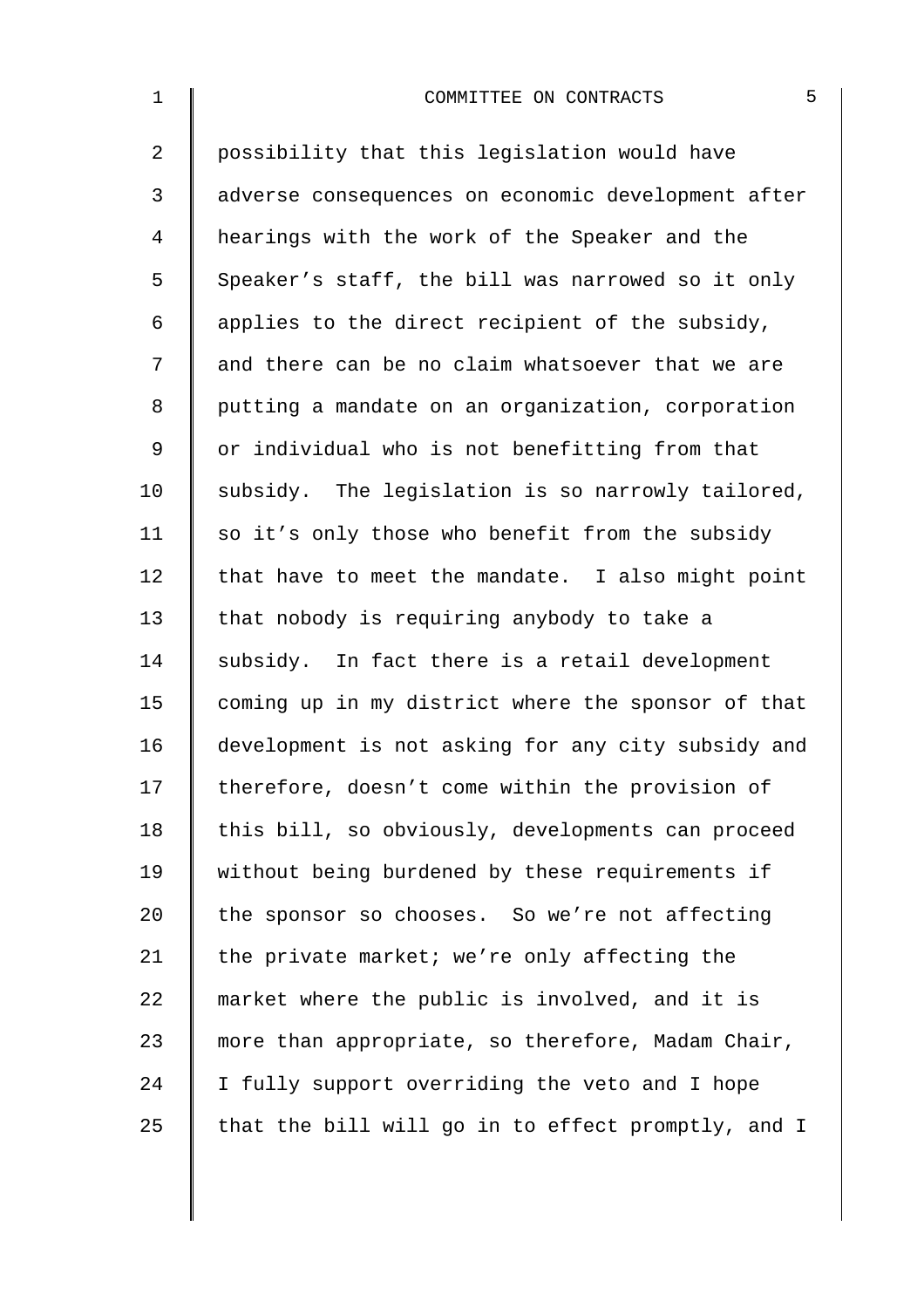possibility that this legislation would have adverse consequences on economic development after hearings with the work of the Speaker and the Speaker's staff, the bill was narrowed so it only applies to the direct recipient of the subsidy, and there can be no claim whatsoever that we are putting a mandate on an organization, corporation or individual who is not benefitting from that subsidy. The legislation is so narrowly tailored, so it's only those who benefit from the subsidy that have to meet the mandate. I also might point that nobody is requiring anybody to take a subsidy. In fact there is a retail development coming up in my district where the sponsor of that development is not asking for any city subsidy and therefore, doesn't come within the provision of this bill, so obviously, developments can proceed without being burdened by these requirements if the sponsor so chooses. So we're not affecting the private market; we're only affecting the market where the public is involved, and it is more than appropriate, so therefore, Madam Chair, I fully support overriding the veto and I hope that the bill will go in to effect promptly, and I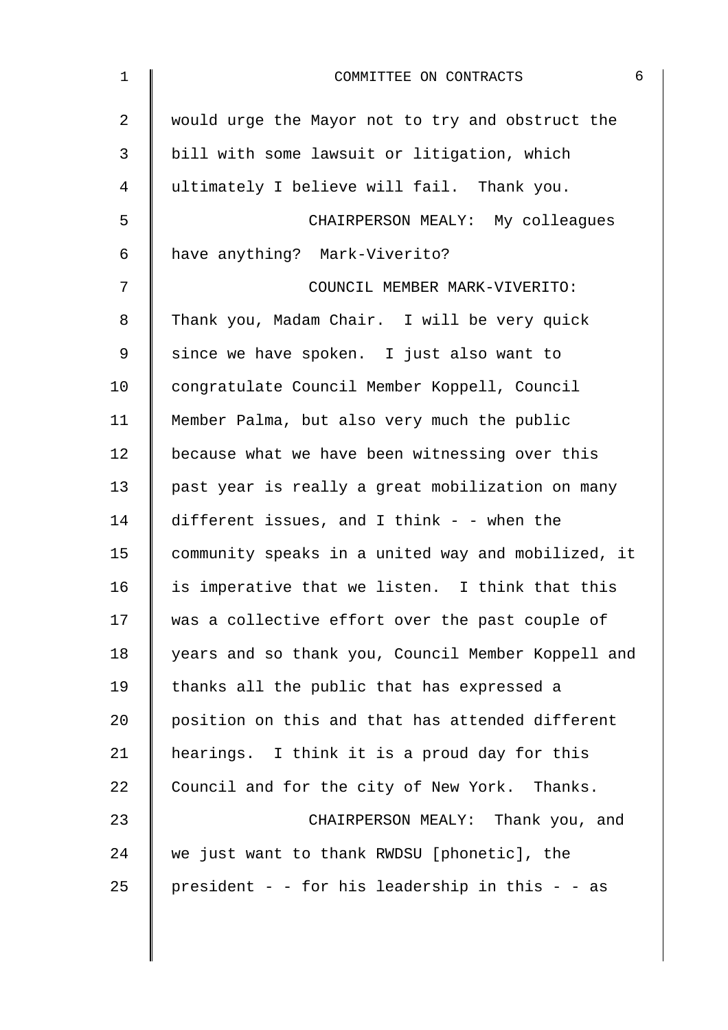would urge the Mayor not to try and obstruct the bill with some lawsuit or litigation, which ultimately I believe will fail. Thank you.

CHAIRPERSON MEALY: My colleagues have anything? Mark-Viverito?

COUNCIL MEMBER MARK-VIVERITO: Thank you, Madam Chair. I will be very quick since we have spoken. I just also want to congratulate Council Member Koppell, Council Member Palma, but also very much the public because what we have been witnessing over this past year is really a great mobilization on many different issues, and I think - - when the community speaks in a united way and mobilized, it is imperative that we listen. I think that this was a collective effort over the past couple of years and so thank you, Council Member Koppell and thanks all the public that has expressed a position on this and that has attended different hearings. I think it is a proud day for this Council and for the city of New York. Thanks.

CHAIRPERSON MEALY: Thank you, and we just want to thank RWDSU [phonetic], the president - - for his leadership in this - - as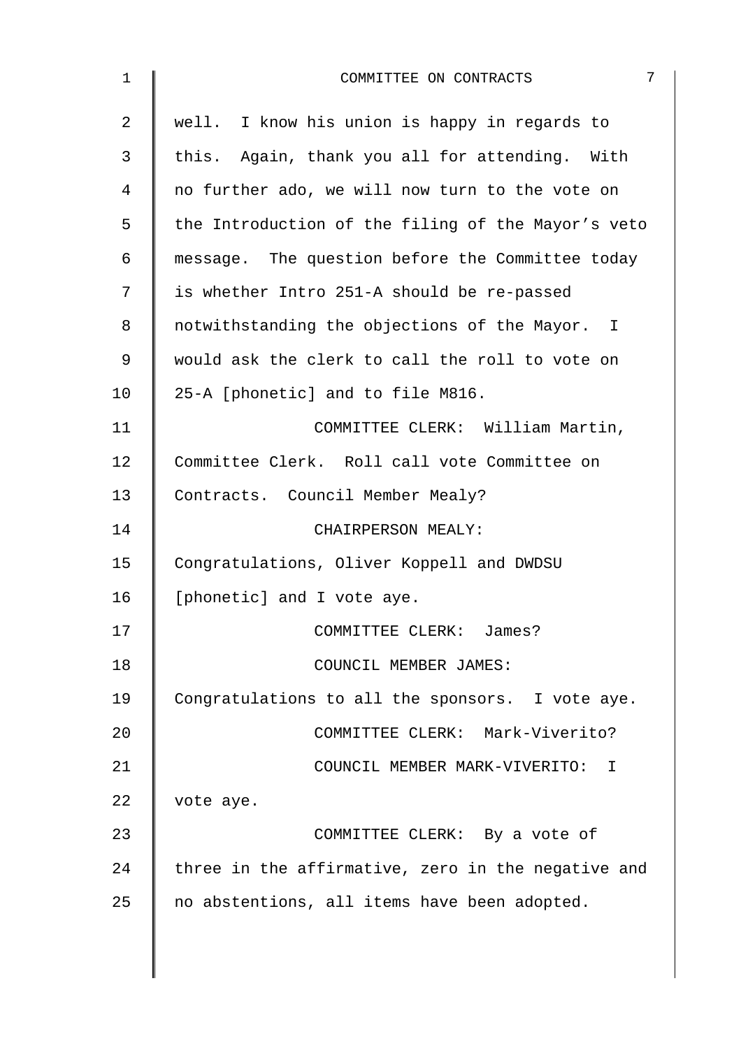well. I know his union is happy in regards to this. Again, thank you all for attending. With no further ado, we will now turn to the vote on the Introduction of the filing of the Mayor's veto message. The question before the Committee today is whether Intro 251-A should be re-passed notwithstanding the objections of the Mayor. I would ask the clerk to call the roll to vote on 25-A [phonetic] and to file M816.

COMMITTEE CLERK: William Martin, Committee Clerk. Roll call vote Committee on Contracts. Council Member Mealy?

CHAIRPERSON MEALY: Congratulations, Oliver Koppell and DWDSU [phonetic] and I vote aye.

COMMITTEE CLERK: James?

COUNCIL MEMBER JAMES: Congratulations to all the sponsors. I vote aye.

COMMITTEE CLERK: Mark-Viverito?

COUNCIL MEMBER MARK-VIVERITO: I vote aye.

COMMITTEE CLERK: By a vote of three in the affirmative, zero in the negative and no abstentions, all items have been adopted.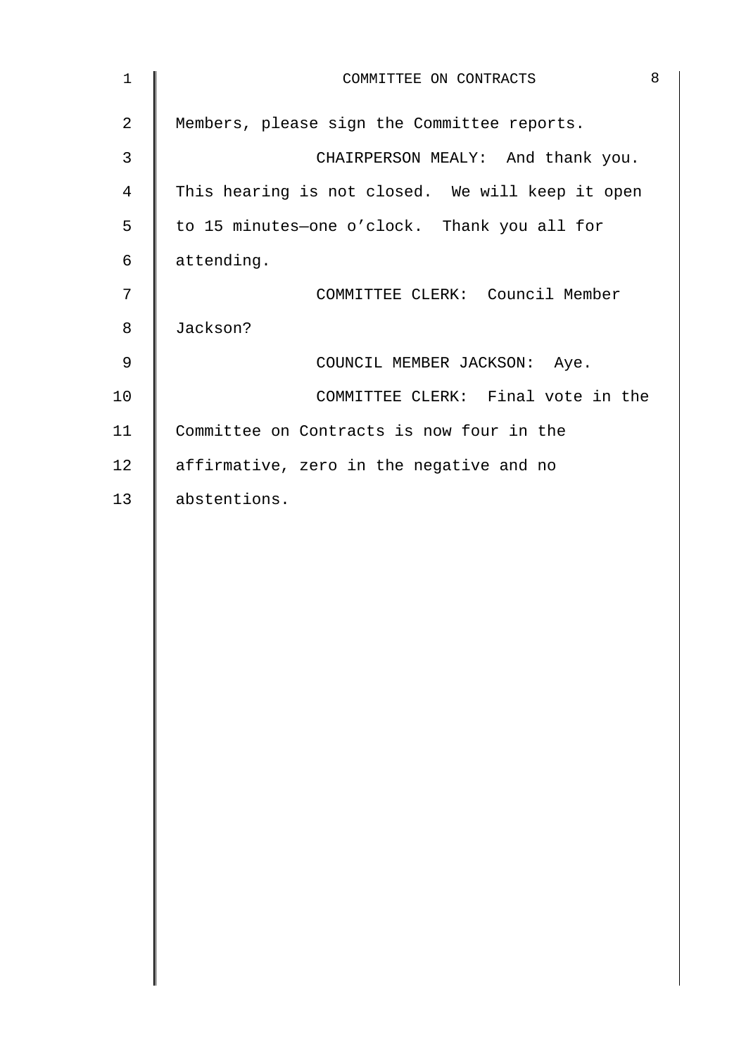Members, please sign the Committee reports.

CHAIRPERSON MEALY: And thank you. This hearing is not closed. We will keep it open to 15 minutes—one o'clock. Thank you all for attending.

COMMITTEE CLERK: Council Member Jackson?

COUNCIL MEMBER JACKSON: Aye.

COMMITTEE CLERK: Final vote in the Committee on Contracts is now four in the affirmative, zero in the negative and no abstentions.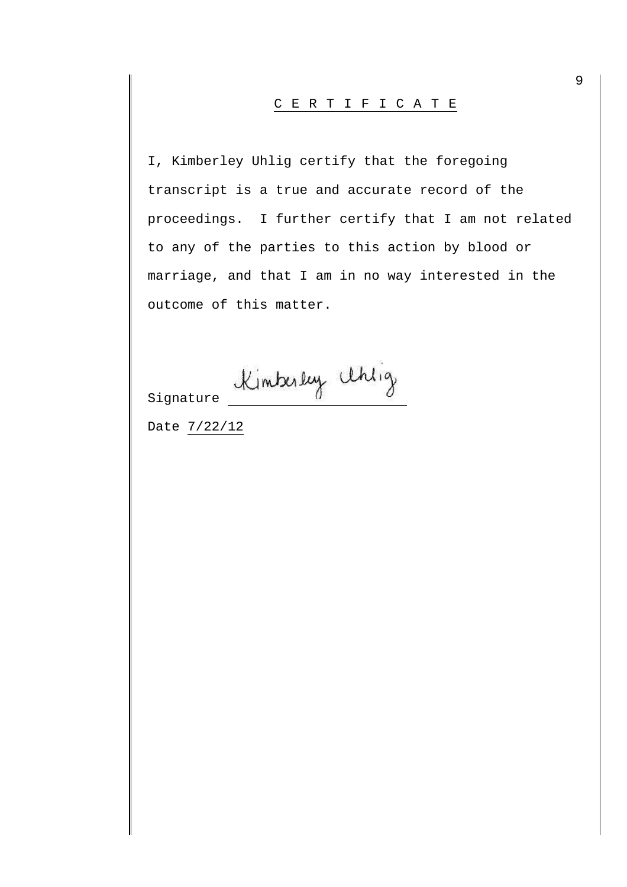# C E R T I F I C A T E

I, Kimberley Uhlig certify that the foregoing transcript is a true and accurate record of the proceedings. I further certify that I am not related to any of the parties to this action by blood or marriage, and that I am in no way interested in the outcome of this matter.

Signature Kimberley Uhlig

Date 7/22/12